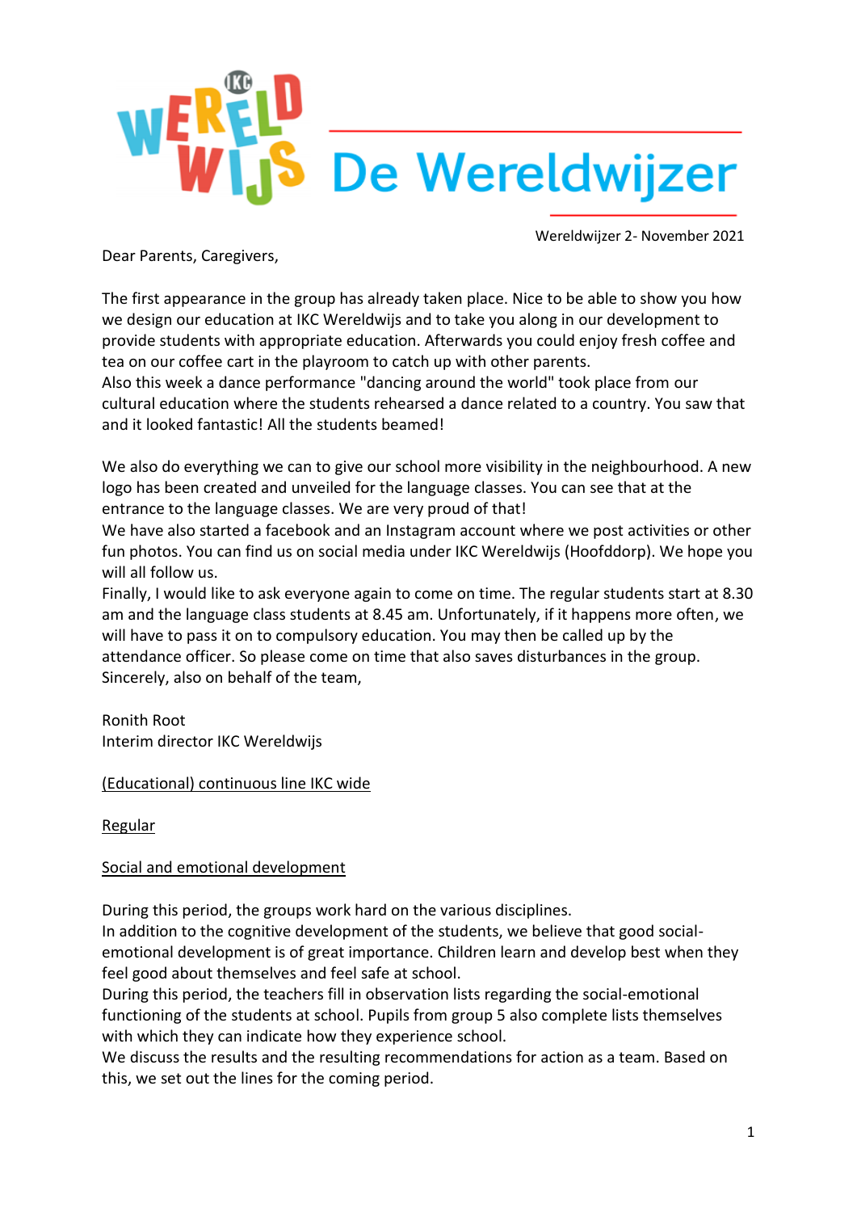# De Wereldwijzer

Wereldwijzer 2- November 2021

Dear Parents, Caregivers,

The first appearance in the group has already taken place. Nice to be able to show you how we design our education at IKC Wereldwijs and to take you along in our development to provide students with appropriate education. Afterwards you could enjoy fresh coffee and tea on our coffee cart in the playroom to catch up with other parents.
Also this week a dance performance "dancing around the world" took place from our cultural education where the students rehearsed a dance related to a country. You saw that and it looked fantastic! All the students beamed!

We also do everything we can to give our school more visibility in the neighbourhood. A new logo has been created and unveiled for the language classes. You can see that at the entrance to the language classes. We are very proud of that!
We have also started a facebook and an Instagram account where we post activities or other fun photos. You can find us on social media under IKC Wereldwijs (Hoofddorp). We hope you will all follow us.
Finally, I would like to ask everyone again to come on time. The regular students start at 8.30 am and the language class students at 8.45 am. Unfortunately, if it happens more often, we will have to pass it on to compulsory education. You may then be called up by the attendance officer. So please come on time that also saves disturbances in the group.
Sincerely, also on behalf of the team,

Ronith Root
Interim director IKC Wereldwijs

## (Educational) continuous line IKC wide

### Regular

#### Social and emotional development

During this period, the groups work hard on the various disciplines.
In addition to the cognitive development of the students, we believe that good social-emotional development is of great importance. Children learn and develop best when they feel good about themselves and feel safe at school.
During this period, the teachers fill in observation lists regarding the social-emotional functioning of the students at school. Pupils from group 5 also complete lists themselves with which they can indicate how they experience school.
We discuss the results and the resulting recommendations for action as a team. Based on this, we set out the lines for the coming period.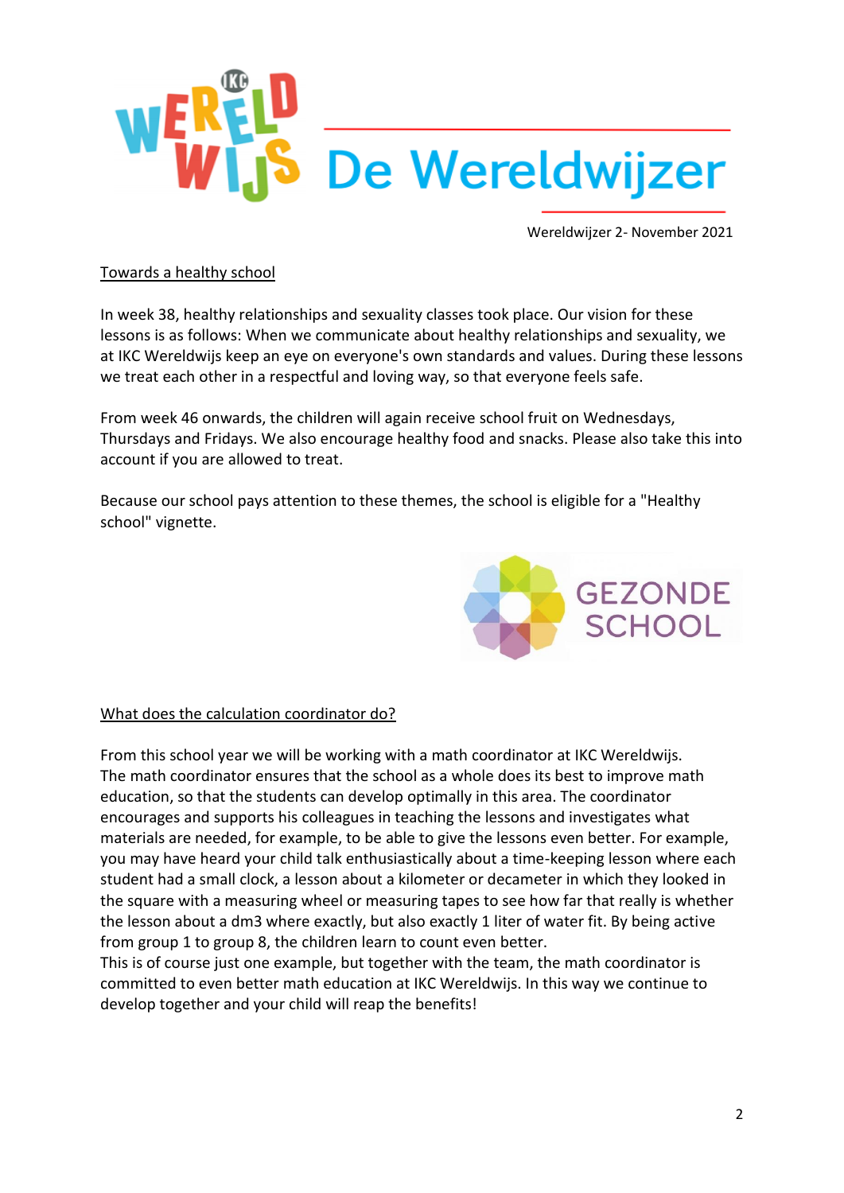# De Wereldwijzer

Wereldwijzer 2- November 2021

## Towards a healthy school

In week 38, healthy relationships and sexuality classes took place. Our vision for these lessons is as follows: When we communicate about healthy relationships and sexuality, we at IKC Wereldwijs keep an eye on everyone's own standards and values. During these lessons we treat each other in a respectful and loving way, so that everyone feels safe.

From week 46 onwards, the children will again receive school fruit on Wednesdays, Thursdays and Fridays. We also encourage healthy food and snacks. Please also take this into account if you are allowed to treat.

Because our school pays attention to these themes, the school is eligible for a "Healthy school" vignette.

GEZONDE SCHOOL

## What does the calculation coordinator do?

From this school year we will be working with a math coordinator at IKC Wereldwijs. The math coordinator ensures that the school as a whole does its best to improve math education, so that the students can develop optimally in this area. The coordinator encourages and supports his colleagues in teaching the lessons and investigates what materials are needed, for example, to be able to give the lessons even better. For example, you may have heard your child talk enthusiastically about a time-keeping lesson where each student had a small clock, a lesson about a kilometer or decameter in which they looked in the square with a measuring wheel or measuring tapes to see how far that really is whether the lesson about a dm3 where exactly, but also exactly 1 liter of water fit. By being active from group 1 to group 8, the children learn to count even better.
This is of course just one example, but together with the team, the math coordinator is committed to even better math education at IKC Wereldwijs. In this way we continue to develop together and your child will reap the benefits!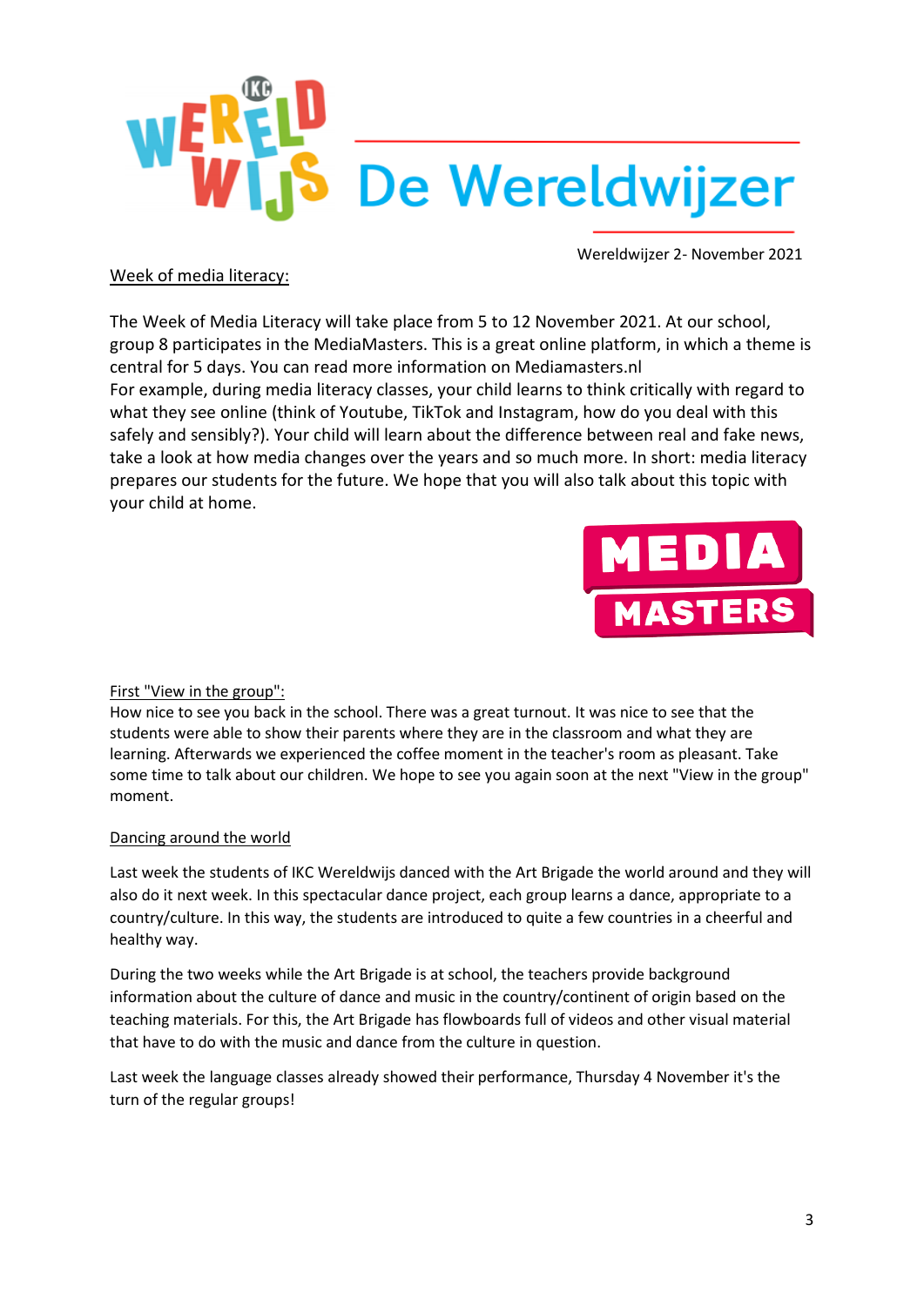# De Wereldwijzer

Wereldwijzer 2- November 2021

## Week of media literacy:

The Week of Media Literacy will take place from 5 to 12 November 2021. At our school, group 8 participates in the MediaMasters. This is a great online platform, in which a theme is central for 5 days. You can read more information on Mediamasters.nl
For example, during media literacy classes, your child learns to think critically with regard to what they see online (think of Youtube, TikTok and Instagram, how do you deal with this safely and sensibly?). Your child will learn about the difference between real and fake news, take a look at how media changes over the years and so much more. In short: media literacy prepares our students for the future. We hope that you will also talk about this topic with your child at home.

## First "View in the group":

How nice to see you back in the school. There was a great turnout. It was nice to see that the students were able to show their parents where they are in the classroom and what they are learning. Afterwards we experienced the coffee moment in the teacher's room as pleasant. Take some time to talk about our children. We hope to see you again soon at the next "View in the group" moment.

## Dancing around the world

Last week the students of IKC Wereldwijs danced with the Art Brigade the world around and they will also do it next week. In this spectacular dance project, each group learns a dance, appropriate to a country/culture. In this way, the students are introduced to quite a few countries in a cheerful and healthy way.

During the two weeks while the Art Brigade is at school, the teachers provide background information about the culture of dance and music in the country/continent of origin based on the teaching materials. For this, the Art Brigade has flowboards full of videos and other visual material that have to do with the music and dance from the culture in question.

Last week the language classes already showed their performance, Thursday 4 November it's the turn of the regular groups!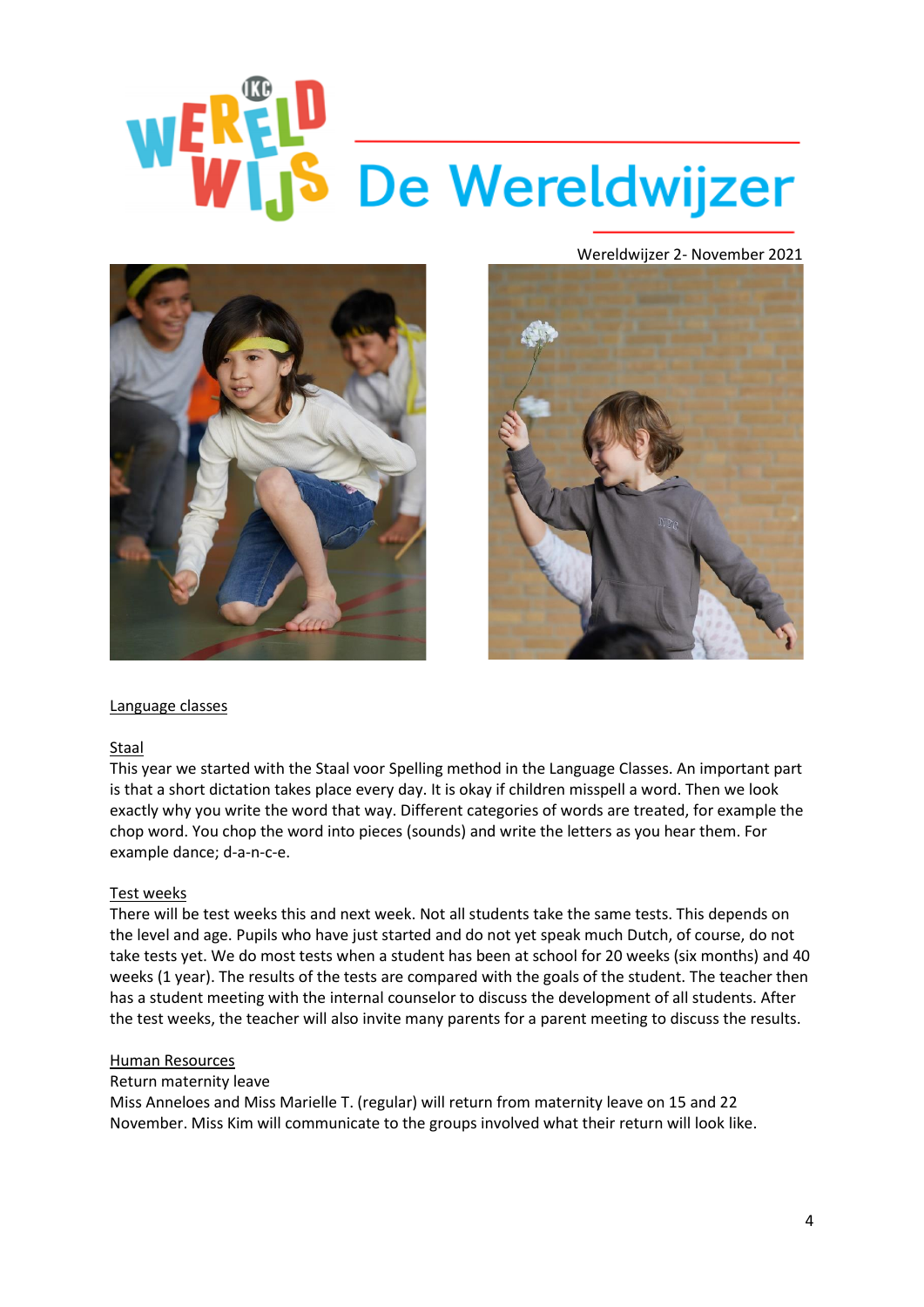# De Wereldwijzer

Wereldwijzer 2- November 2021

## Language classes

### Staal

This year we started with the Staal voor Spelling method in the Language Classes. An important part is that a short dictation takes place every day. It is okay if children misspell a word. Then we look exactly why you write the word that way. Different categories of words are treated, for example the chop word. You chop the word into pieces (sounds) and write the letters as you hear them. For example dance; d-a-n-c-e.

### Test weeks

There will be test weeks this and next week. Not all students take the same tests. This depends on the level and age. Pupils who have just started and do not yet speak much Dutch, of course, do not take tests yet. We do most tests when a student has been at school for 20 weeks (six months) and 40 weeks (1 year). The results of the tests are compared with the goals of the student. The teacher then has a student meeting with the internal counselor to discuss the development of all students. After the test weeks, the teacher will also invite many parents for a parent meeting to discuss the results.

### Human Resources

Return maternity leave

Miss Anneloes and Miss Marielle T. (regular) will return from maternity leave on 15 and 22 November. Miss Kim will communicate to the groups involved what their return will look like.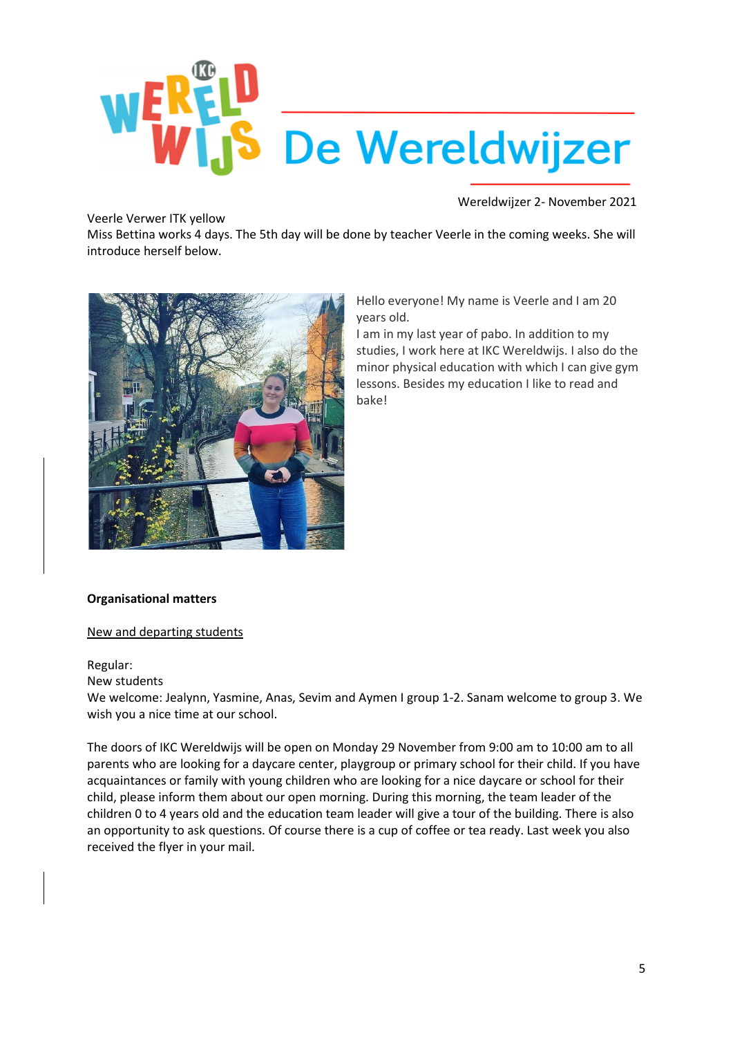# De Wereldwijzer

Wereldwijzer 2- November 2021

Veerle Verwer ITK yellow

Miss Bettina works 4 days. The 5th day will be done by teacher Veerle in the coming weeks. She will introduce herself below.

Hello everyone! My name is Veerle and I am 20 years old.
I am in my last year of pabo. In addition to my studies, I work here at IKC Wereldwijs. I also do the minor physical education with which I can give gym lessons. Besides my education I like to read and bake!

**Organisational matters**

New and departing students

Regular:
New students
We welcome: Jealynn, Yasmine, Anas, Sevim and Aymen I group 1-2. Sanam welcome to group 3. We wish you a nice time at our school.

The doors of IKC Wereldwijs will be open on Monday 29 November from 9:00 am to 10:00 am to all parents who are looking for a daycare center, playgroup or primary school for their child. If you have acquaintances or family with young children who are looking for a nice daycare or school for their child, please inform them about our open morning. During this morning, the team leader of the children 0 to 4 years old and the education team leader will give a tour of the building. There is also an opportunity to ask questions. Of course there is a cup of coffee or tea ready. Last week you also received the flyer in your mail.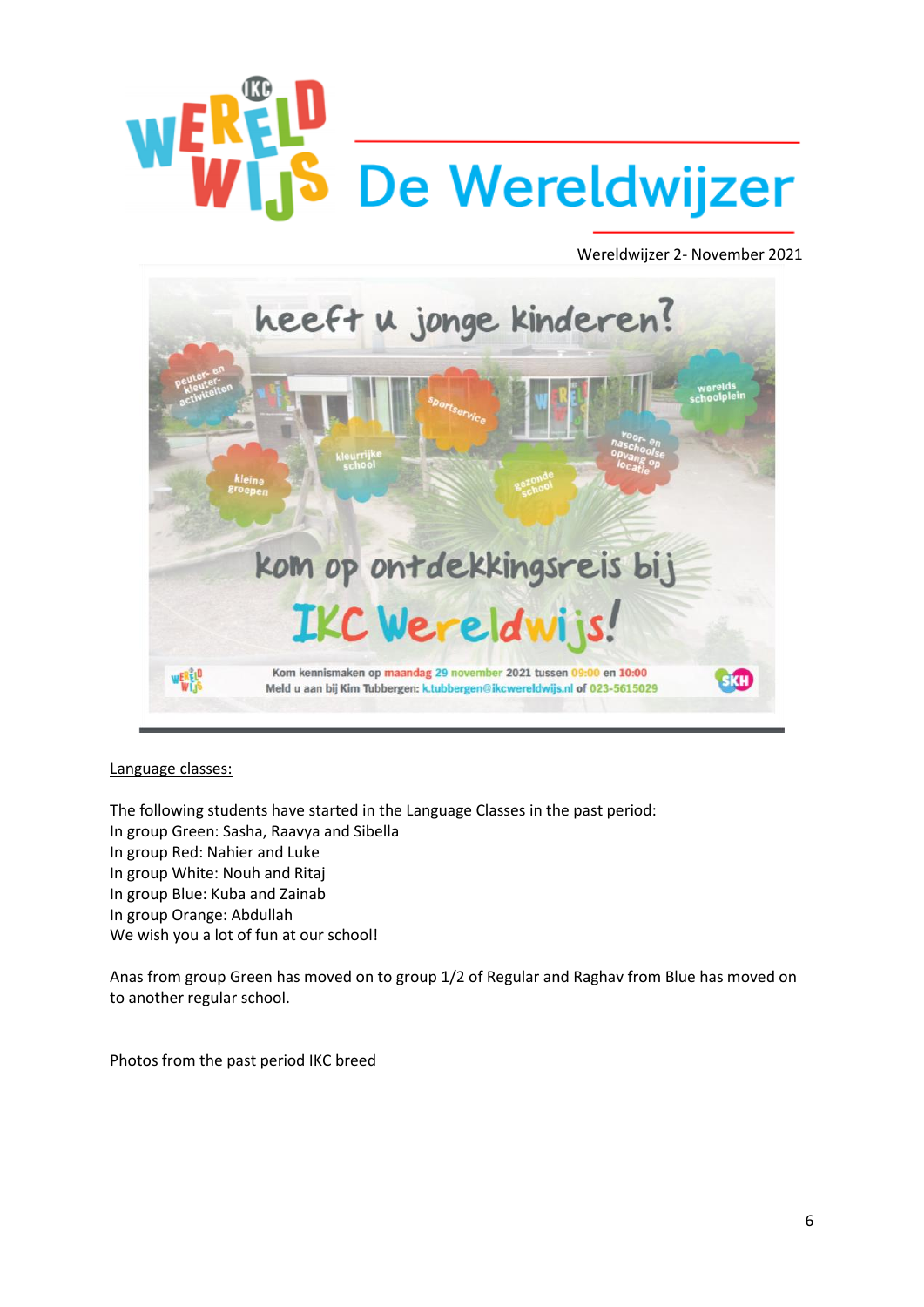# De Wereldwijzer

Wereldwijzer 2- November 2021

heeft u jonge kinderen?

peuter- en kleuter-activiteiten

sportservice

werelds schoolplein

kleurrijke school

voor- en naschoolse opvang op locatie

kleine groepen

gezonde school

kom op ontdekkingsreis bij IKC Wereldwijs!

Kom kennismaken op maandag 29 november 2021 tussen 09:00 en 10:00
Meld u aan bij Kim Tubbergen: k.tubbergen@ikcwereldwijs.nl of 023-5615029

---

Language classes:

The following students have started in the Language Classes in the past period:
In group Green: Sasha, Raavya and Sibella
In group Red: Nahier and Luke
In group White: Nouh and Ritaj
In group Blue: Kuba and Zainab
In group Orange: Abdullah
We wish you a lot of fun at our school!

Anas from group Green has moved on to group 1/2 of Regular and Raghav from Blue has moved on to another regular school.

Photos from the past period IKC breed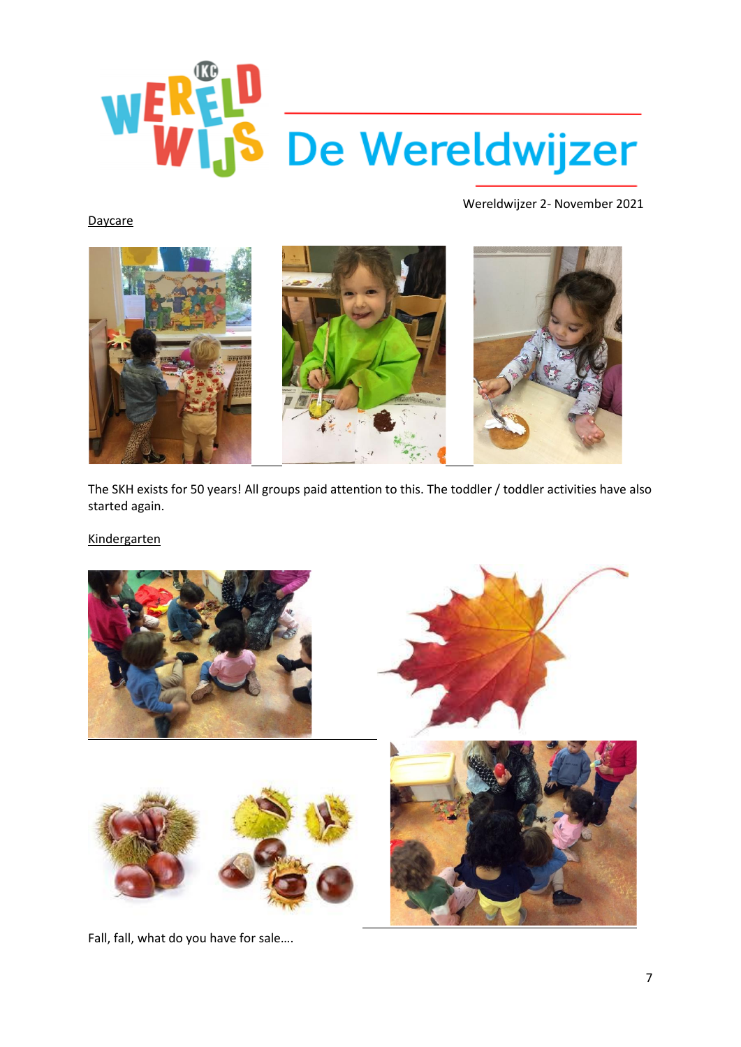Wereldwijzer 2- November 2021

Daycare

The SKH exists for 50 years! All groups paid attention to this. The toddler / toddler activities have also started again.

Kindergarten

Fall, fall, what do you have for sale….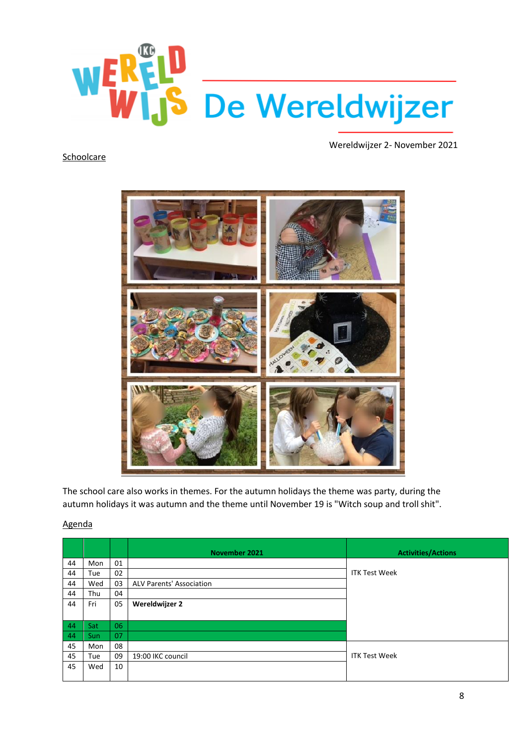# De Wereldwijzer

Wereldwijzer 2- November 2021

Schoolcare

The school care also works in themes. For the autumn holidays the theme was party, during the autumn holidays it was autumn and the theme until November 19 is "Witch soup and troll shit".

Agenda

| | | | November 2021 | Activities/Actions |
|---|---|---|---|---|
| 44 | Mon | 01 | | ITK Test Week |
| 44 | Tue | 02 | | |
| 44 | Wed | 03 | ALV Parents' Association | |
| 44 | Thu | 04 | | |
| 44 | Fri | 05 | **Wereldwijzer 2** | |
| 44 | Sat | 06 | | |
| 44 | Sun | 07 | | |
| 45 | Mon | 08 | | ITK Test Week |
| 45 | Tue | 09 | 19:00 IKC council | |
| 45 | Wed | 10 | | |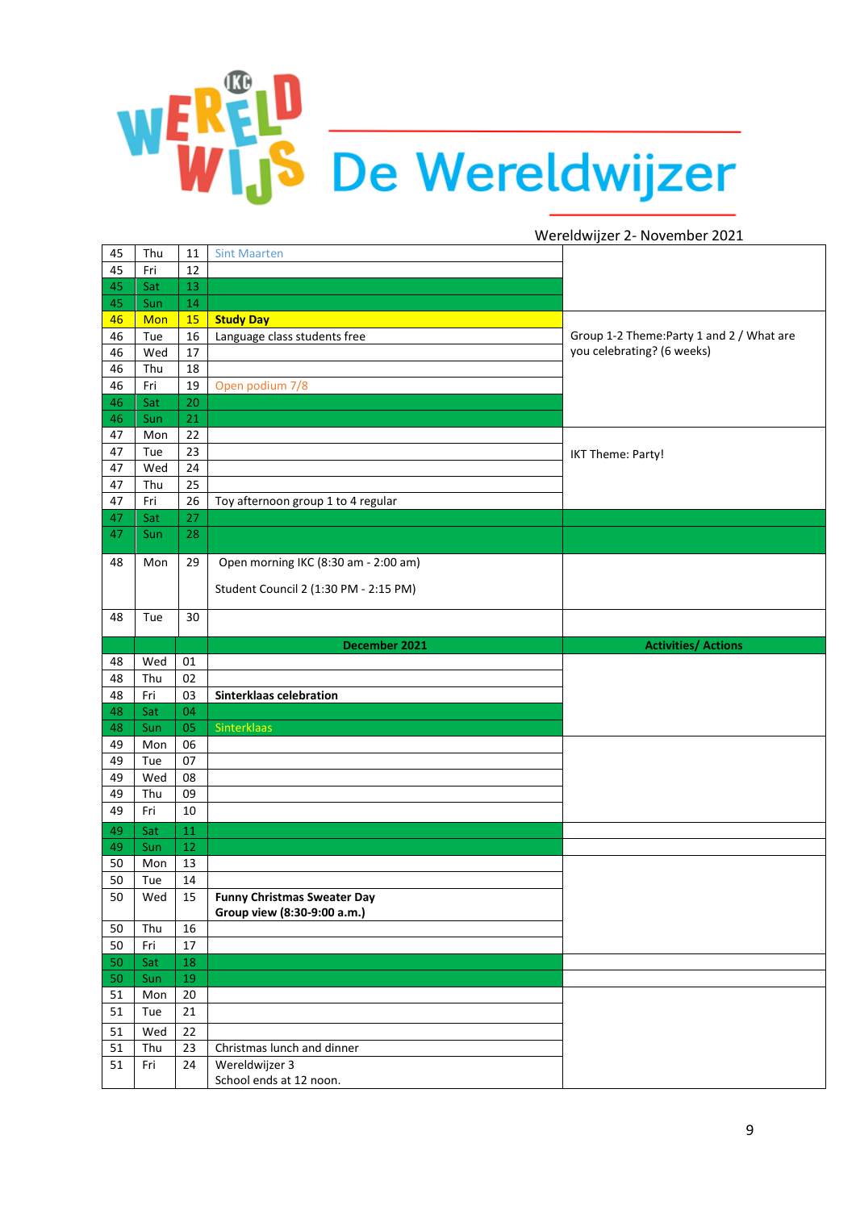# De Wereldwijzer

Wereldwijzer 2- November 2021

| | | | | |
|---|---|---|---|---|
| 45 | Thu | 11 | Sint Maarten | |
| 45 | Fri | 12 | | |
| 45 | Sat | 13 | | |
| 45 | Sun | 14 | | |
| 46 | Mon | 15 | **Study Day** | |
| 46 | Tue | 16 | Language class students free | Group 1-2 Theme:Party 1 and 2 / What are you celebrating? (6 weeks) |
| 46 | Wed | 17 | | |
| 46 | Thu | 18 | | |
| 46 | Fri | 19 | Open podium 7/8 | |
| 46 | Sat | 20 | | |
| 46 | Sun | 21 | | |
| 47 | Mon | 22 | | IKT Theme: Party! |
| 47 | Tue | 23 | | |
| 47 | Wed | 24 | | |
| 47 | Thu | 25 | | |
| 47 | Fri | 26 | Toy afternoon group 1 to 4 regular | |
| 47 | Sat | 27 | | |
| 47 | Sun | 28 | | |
| 48 | Mon | 29 | Open morning IKC (8:30 am - 2:00 am)<br><br>Student Council 2 (1:30 PM - 2:15 PM) | |
| 48 | Tue | 30 | | |
| | | | **December 2021** | **Activities/ Actions** |
| 48 | Wed | 01 | | |
| 48 | Thu | 02 | | |
| 48 | Fri | 03 | **Sinterklaas celebration** | |
| 48 | Sat | 04 | | |
| 48 | Sun | 05 | Sinterklaas | |
| 49 | Mon | 06 | | |
| 49 | Tue | 07 | | |
| 49 | Wed | 08 | | |
| 49 | Thu | 09 | | |
| 49 | Fri | 10 | | |
| 49 | Sat | 11 | | |
| 49 | Sun | 12 | | |
| 50 | Mon | 13 | | |
| 50 | Tue | 14 | | |
| 50 | Wed | 15 | **Funny Christmas Sweater Day**<br>**Group view (8:30-9:00 a.m.)** | |
| 50 | Thu | 16 | | |
| 50 | Fri | 17 | | |
| 50 | Sat | 18 | | |
| 50 | Sun | 19 | | |
| 51 | Mon | 20 | | |
| 51 | Tue | 21 | | |
| 51 | Wed | 22 | | |
| 51 | Thu | 23 | Christmas lunch and dinner | |
| 51 | Fri | 24 | Wereldwijzer 3<br>School ends at 12 noon. | |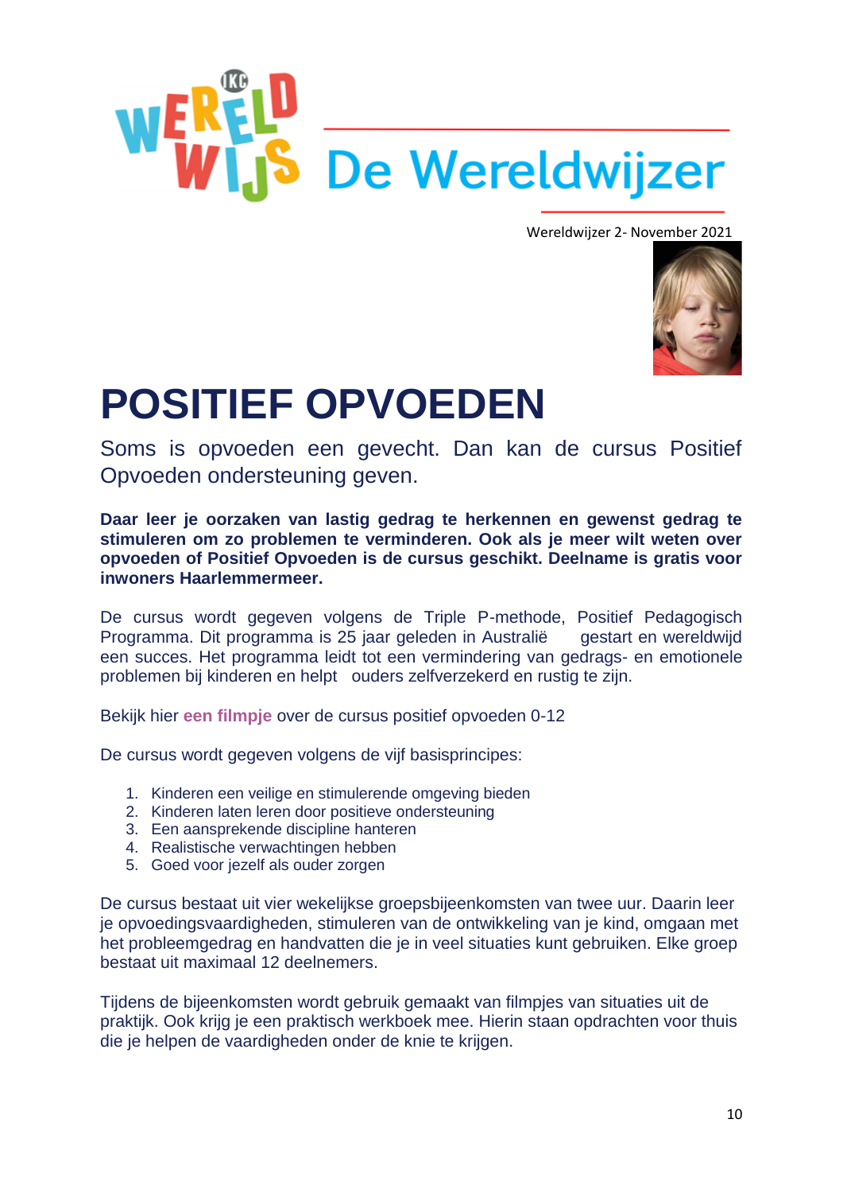# De Wereldwijzer

Wereldwijzer 2- November 2021

# POSITIEF OPVOEDEN

Soms is opvoeden een gevecht. Dan kan de cursus Positief Opvoeden ondersteuning geven.

**Daar leer je oorzaken van lastig gedrag te herkennen en gewenst gedrag te stimuleren om zo problemen te verminderen. Ook als je meer wilt weten over opvoeden of Positief Opvoeden is de cursus geschikt. Deelname is gratis voor inwoners Haarlemmermeer.**

De cursus wordt gegeven volgens de Triple P-methode, Positief Pedagogisch Programma. Dit programma is 25 jaar geleden in Australië gestart en wereldwijd een succes. Het programma leidt tot een vermindering van gedrags- en emotionele problemen bij kinderen en helpt ouders zelfverzekerd en rustig te zijn.

Bekijk hier **een filmpje** over de cursus positief opvoeden 0-12

De cursus wordt gegeven volgens de vijf basisprincipes:

1. Kinderen een veilige en stimulerende omgeving bieden
2. Kinderen laten leren door positieve ondersteuning
3. Een aansprekende discipline hanteren
4. Realistische verwachtingen hebben
5. Goed voor jezelf als ouder zorgen

De cursus bestaat uit vier wekelijkse groepsbijeenkomsten van twee uur. Daarin leer je opvoedingsvaardigheden, stimuleren van de ontwikkeling van je kind, omgaan met het probleemgedrag en handvatten die je in veel situaties kunt gebruiken. Elke groep bestaat uit maximaal 12 deelnemers.

Tijdens de bijeenkomsten wordt gebruik gemaakt van filmpjes van situaties uit de praktijk. Ook krijg je een praktisch werkboek mee. Hierin staan opdrachten voor thuis die je helpen de vaardigheden onder de knie te krijgen.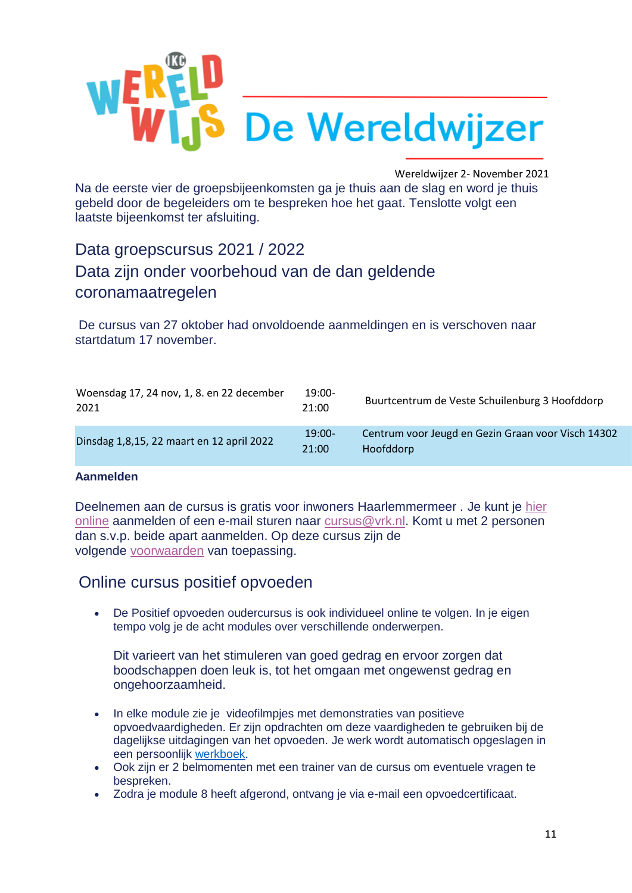# De Wereldwijzer

Wereldwijzer 2- November 2021

Na de eerste vier de groepsbijeenkomsten ga je thuis aan de slag en word je thuis gebeld door de begeleiders om te bespreken hoe het gaat. Tenslotte volgt een laatste bijeenkomst ter afsluiting.

## Data groepscursus 2021 / 2022
## Data zijn onder voorbehoud van de dan geldende coronamaatregelen

De cursus van 27 oktober had onvoldoende aanmeldingen en is verschoven naar startdatum 17 november.

| | | |
|---|---|---|
| Woensdag 17, 24 nov, 1, 8. en 22 december 2021 | 19:00-21:00 | Buurtcentrum de Veste Schuilenburg 3 Hoofddorp |
| Dinsdag 1,8,15, 22 maart en 12 april 2022 | 19:00-21:00 | Centrum voor Jeugd en Gezin Graan voor Visch 14302 Hoofddorp |

**Aanmelden**

Deelnemen aan de cursus is gratis voor inwoners Haarlemmermeer . Je kunt je hier online aanmelden of een e-mail sturen naar cursus@vrk.nl. Komt u met 2 personen dan s.v.p. beide apart aanmelden. Op deze cursus zijn de volgende voorwaarden van toepassing.

## Online cursus positief opvoeden

- De Positief opvoeden oudercursus is ook individueel online te volgen. In je eigen tempo volg je de acht modules over verschillende onderwerpen.

  Dit varieert van het stimuleren van goed gedrag en ervoor zorgen dat boodschappen doen leuk is, tot het omgaan met ongewenst gedrag en ongehoorzaamheid.

- In elke module zie je videofilmpjes met demonstraties van positieve opvoedvaardigheden. Er zijn opdrachten om deze vaardigheden te gebruiken bij de dagelijkse uitdagingen van het opvoeden. Je werk wordt automatisch opgeslagen in een persoonlijk werkboek.
- Ook zijn er 2 belmomenten met een trainer van de cursus om eventuele vragen te bespreken.
- Zodra je module 8 heeft afgerond, ontvang je via e-mail een opvoedcertificaat.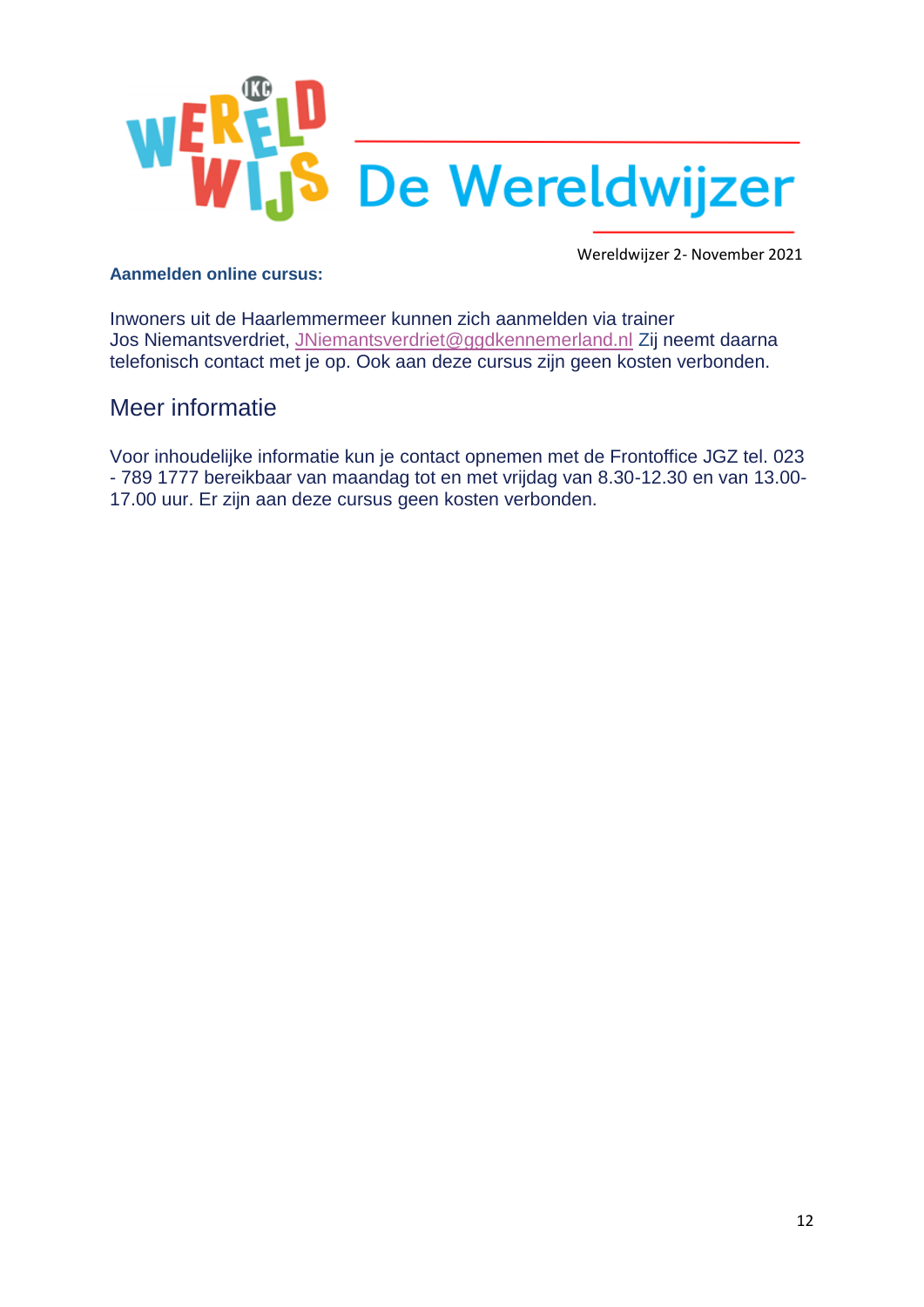**Aanmelden online cursus:**

Inwoners uit de Haarlemmermeer kunnen zich aanmelden via trainer Jos Niemantsverdriet, JNiemantsverdriet@ggdkennemerland.nl Zij neemt daarna telefonisch contact met je op. Ook aan deze cursus zijn geen kosten verbonden.

## Meer informatie

Voor inhoudelijke informatie kun je contact opnemen met de Frontoffice JGZ tel. 023 - 789 1777 bereikbaar van maandag tot en met vrijdag van 8.30-12.30 en van 13.00-17.00 uur. Er zijn aan deze cursus geen kosten verbonden.